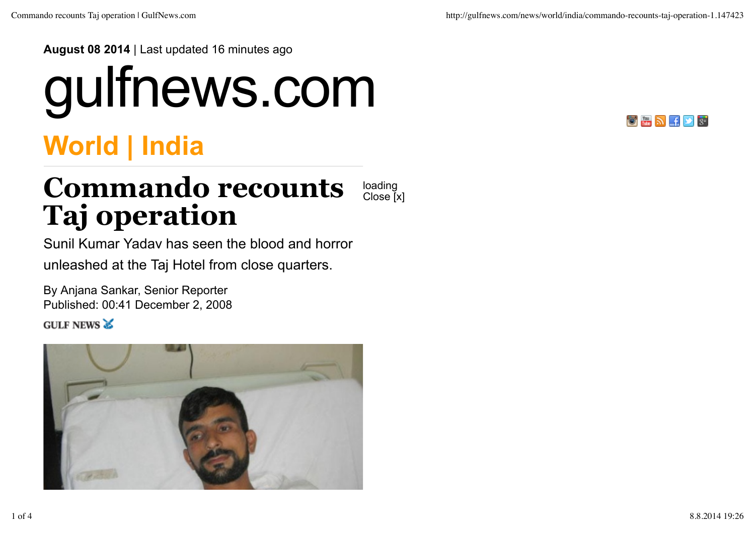**August 08 2014** | Last updated 16 minutes ago

# gulfnews.com

## World | India

# Commando recounts Taj operation

loading
Close [x]

Sunil Kumar Yadav has seen the blood and horror unleashed at the Taj Hotel from close quarters.

By Anjana Sankar, Senior Reporter
Published: 00:41 December 2, 2008

GULF NEWS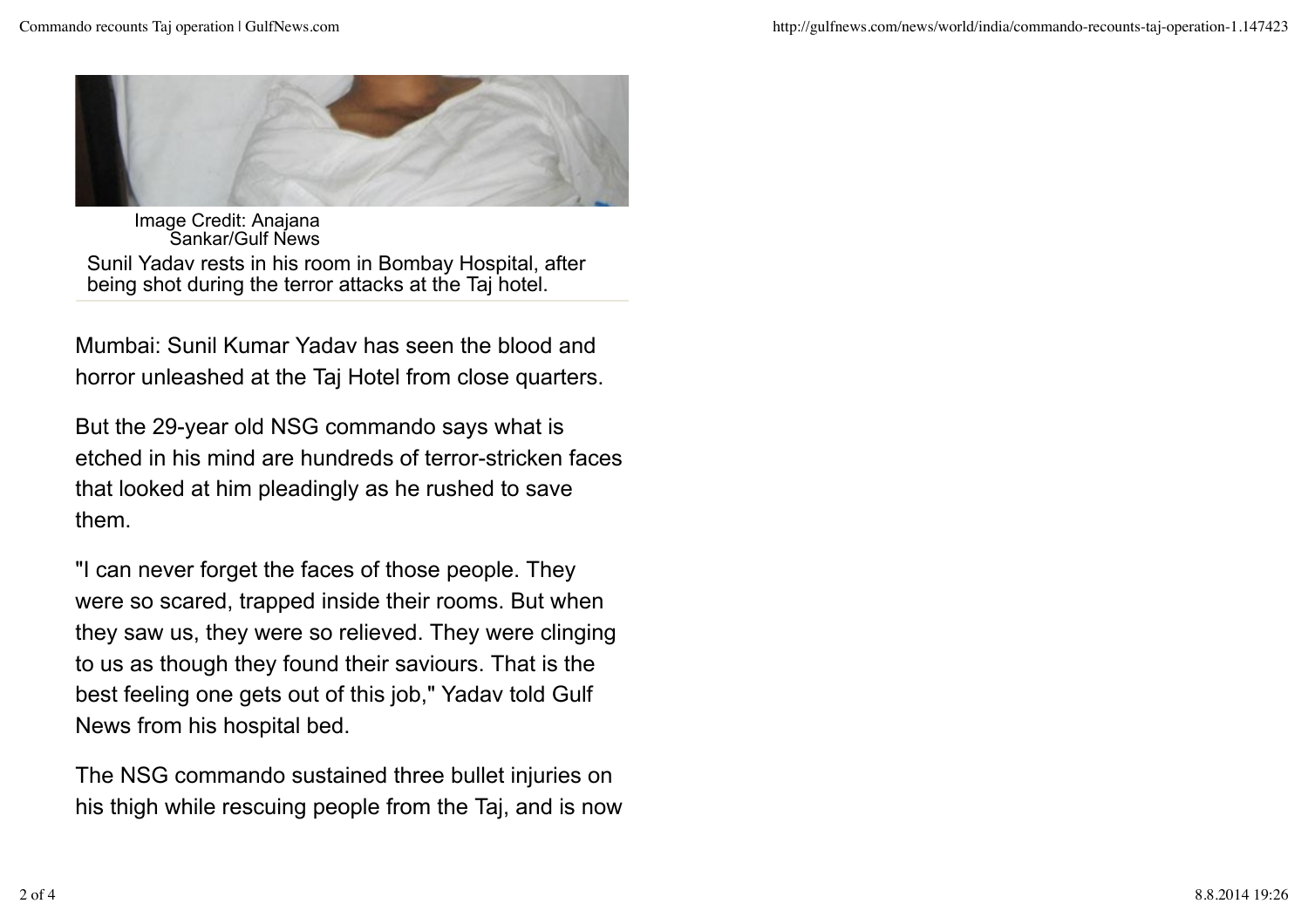Image Credit: Anajana Sankar/Gulf News

Sunil Yadav rests in his room in Bombay Hospital, after being shot during the terror attacks at the Taj hotel.

Mumbai: Sunil Kumar Yadav has seen the blood and horror unleashed at the Taj Hotel from close quarters.

But the 29-year old NSG commando says what is etched in his mind are hundreds of terror-stricken faces that looked at him pleadingly as he rushed to save them.

"I can never forget the faces of those people. They were so scared, trapped inside their rooms. But when they saw us, they were so relieved. They were clinging to us as though they found their saviours. That is the best feeling one gets out of this job," Yadav told Gulf News from his hospital bed.

The NSG commando sustained three bullet injuries on his thigh while rescuing people from the Taj, and is now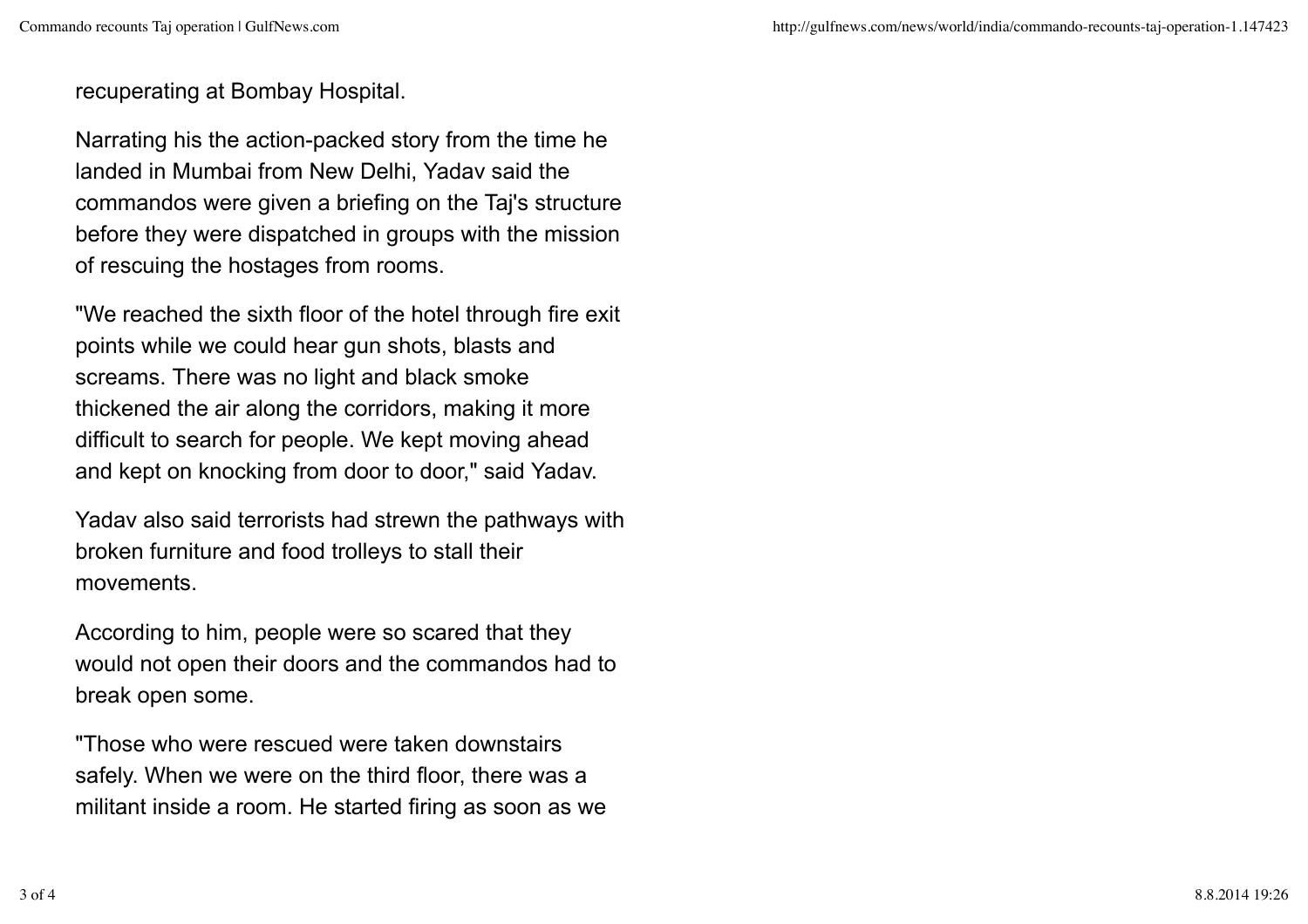recuperating at Bombay Hospital.

Narrating his the action-packed story from the time he landed in Mumbai from New Delhi, Yadav said the commandos were given a briefing on the Taj's structure before they were dispatched in groups with the mission of rescuing the hostages from rooms.

"We reached the sixth floor of the hotel through fire exit points while we could hear gun shots, blasts and screams. There was no light and black smoke thickened the air along the corridors, making it more difficult to search for people. We kept moving ahead and kept on knocking from door to door," said Yadav.

Yadav also said terrorists had strewn the pathways with broken furniture and food trolleys to stall their movements.

According to him, people were so scared that they would not open their doors and the commandos had to break open some.

"Those who were rescued were taken downstairs safely. When we were on the third floor, there was a militant inside a room. He started firing as soon as we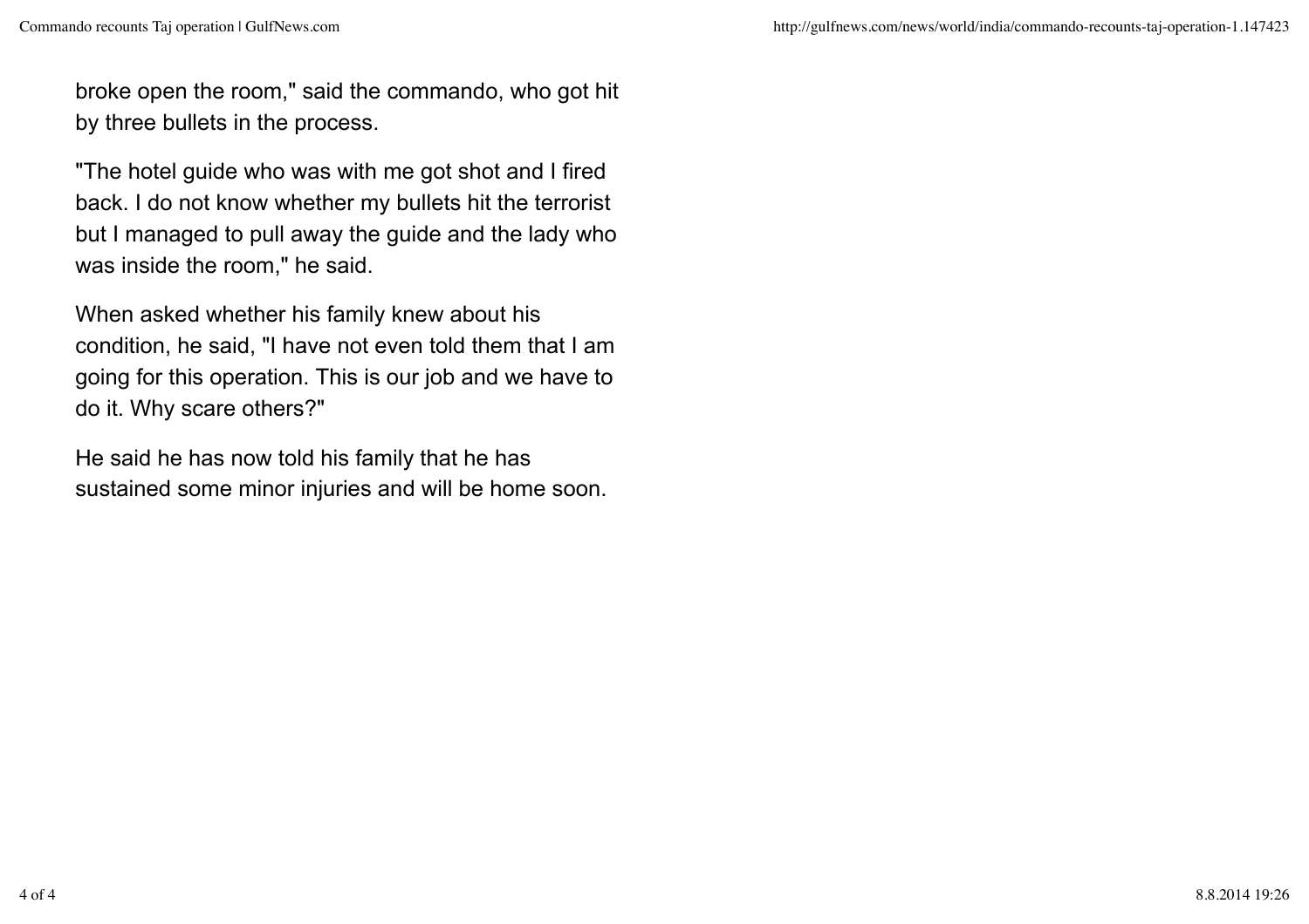broke open the room," said the commando, who got hit by three bullets in the process.

"The hotel guide who was with me got shot and I fired back. I do not know whether my bullets hit the terrorist but I managed to pull away the guide and the lady who was inside the room," he said.

When asked whether his family knew about his condition, he said, "I have not even told them that I am going for this operation. This is our job and we have to do it. Why scare others?"

He said he has now told his family that he has sustained some minor injuries and will be home soon.